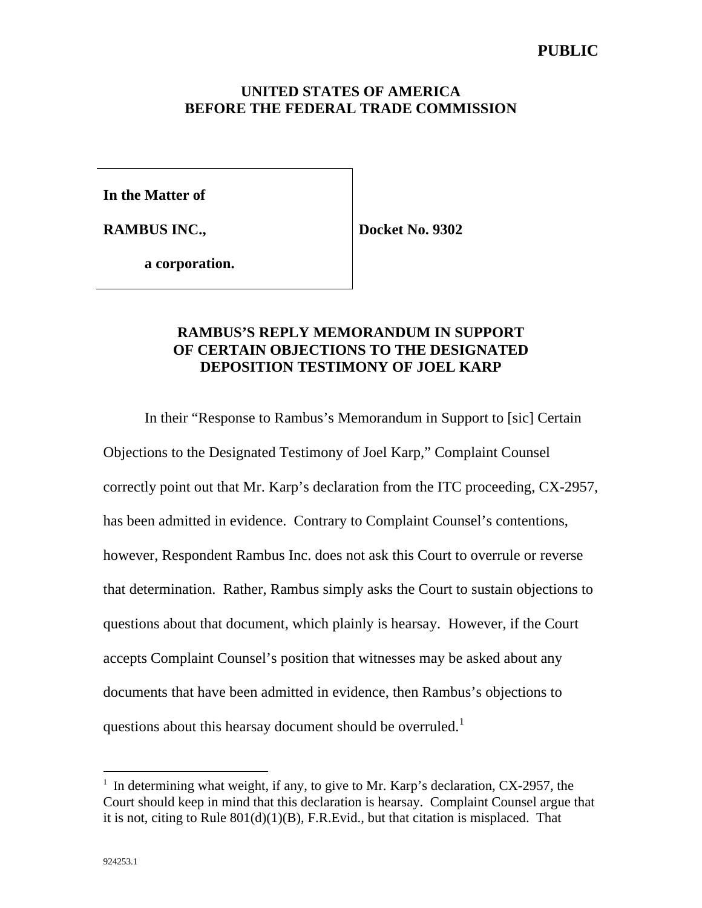**PUBLIC**

**UNITED STATES OF AMERICA**
**BEFORE THE FEDERAL TRADE COMMISSION**

| | |
|---|---|
| **In the Matter of**<br><br>**RAMBUS INC.,**<br><br>**a corporation.** | **Docket No. 9302** |

## RAMBUS'S REPLY MEMORANDUM IN SUPPORT OF CERTAIN OBJECTIONS TO THE DESIGNATED DEPOSITION TESTIMONY OF JOEL KARP

In their "Response to Rambus's Memorandum in Support to [sic] Certain Objections to the Designated Testimony of Joel Karp," Complaint Counsel correctly point out that Mr. Karp's declaration from the ITC proceeding, CX-2957, has been admitted in evidence. Contrary to Complaint Counsel's contentions, however, Respondent Rambus Inc. does not ask this Court to overrule or reverse that determination. Rather, Rambus simply asks the Court to sustain objections to questions about that document, which plainly is hearsay. However, if the Court accepts Complaint Counsel's position that witnesses may be asked about any documents that have been admitted in evidence, then Rambus's objections to questions about this hearsay document should be overruled.[1]

---

[1] In determining what weight, if any, to give to Mr. Karp's declaration, CX-2957, the Court should keep in mind that this declaration is hearsay. Complaint Counsel argue that it is not, citing to Rule 801(d)(1)(B), F.R.Evid., but that citation is misplaced. That

924253.1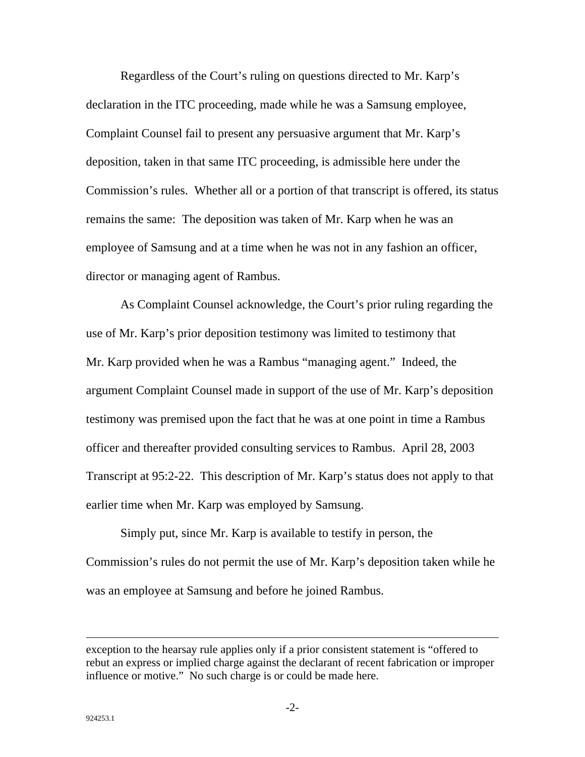Regardless of the Court's ruling on questions directed to Mr. Karp's declaration in the ITC proceeding, made while he was a Samsung employee, Complaint Counsel fail to present any persuasive argument that Mr. Karp's deposition, taken in that same ITC proceeding, is admissible here under the Commission's rules. Whether all or a portion of that transcript is offered, its status remains the same: The deposition was taken of Mr. Karp when he was an employee of Samsung and at a time when he was not in any fashion an officer, director or managing agent of Rambus.

As Complaint Counsel acknowledge, the Court's prior ruling regarding the use of Mr. Karp's prior deposition testimony was limited to testimony that Mr. Karp provided when he was a Rambus "managing agent." Indeed, the argument Complaint Counsel made in support of the use of Mr. Karp's deposition testimony was premised upon the fact that he was at one point in time a Rambus officer and thereafter provided consulting services to Rambus. April 28, 2003 Transcript at 95:2-22. This description of Mr. Karp's status does not apply to that earlier time when Mr. Karp was employed by Samsung.

Simply put, since Mr. Karp is available to testify in person, the Commission's rules do not permit the use of Mr. Karp's deposition taken while he was an employee at Samsung and before he joined Rambus.

---

exception to the hearsay rule applies only if a prior consistent statement is "offered to rebut an express or implied charge against the declarant of recent fabrication or improper influence or motive." No such charge is or could be made here.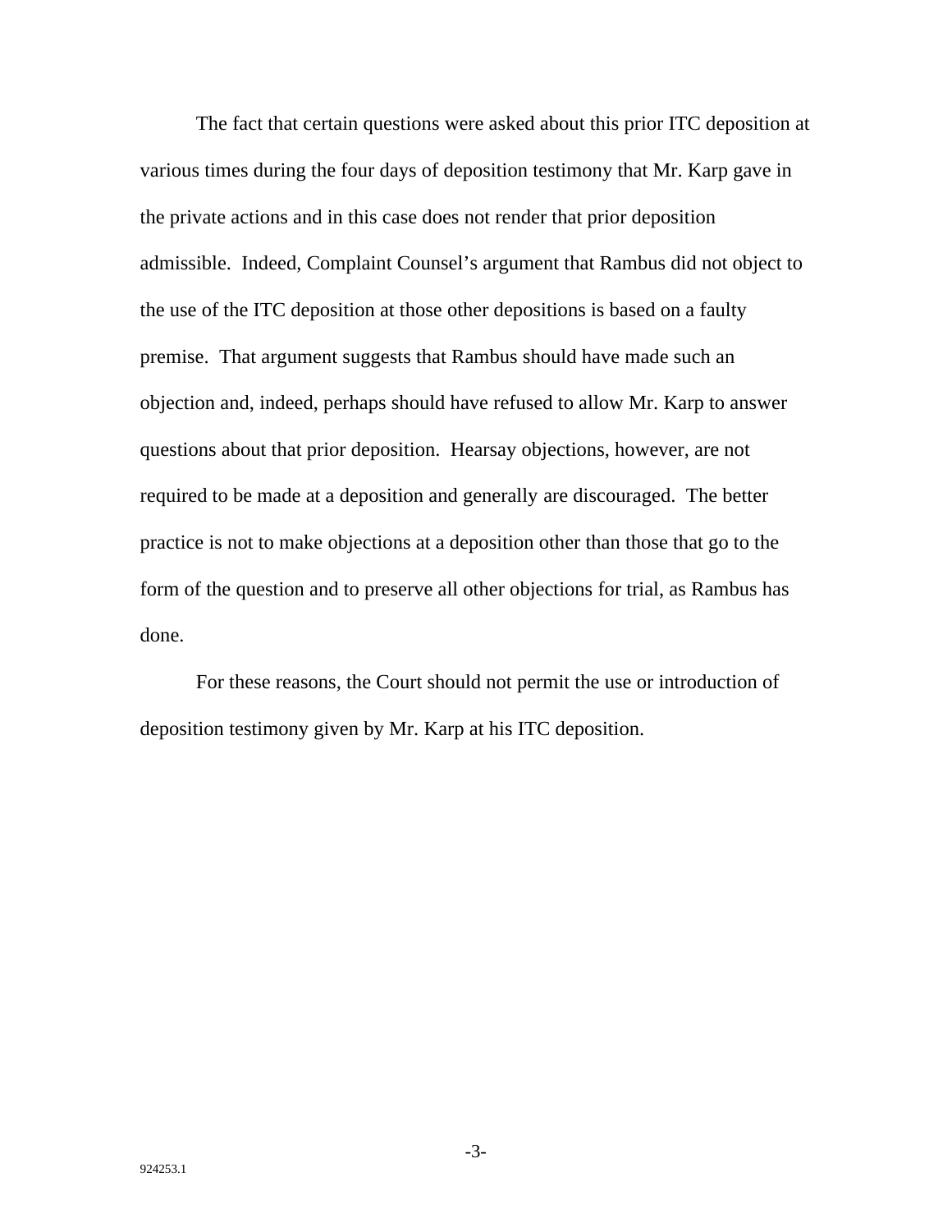The fact that certain questions were asked about this prior ITC deposition at various times during the four days of deposition testimony that Mr. Karp gave in the private actions and in this case does not render that prior deposition admissible. Indeed, Complaint Counsel's argument that Rambus did not object to the use of the ITC deposition at those other depositions is based on a faulty premise. That argument suggests that Rambus should have made such an objection and, indeed, perhaps should have refused to allow Mr. Karp to answer questions about that prior deposition. Hearsay objections, however, are not required to be made at a deposition and generally are discouraged. The better practice is not to make objections at a deposition other than those that go to the form of the question and to preserve all other objections for trial, as Rambus has done.

For these reasons, the Court should not permit the use or introduction of deposition testimony given by Mr. Karp at his ITC deposition.

924253.1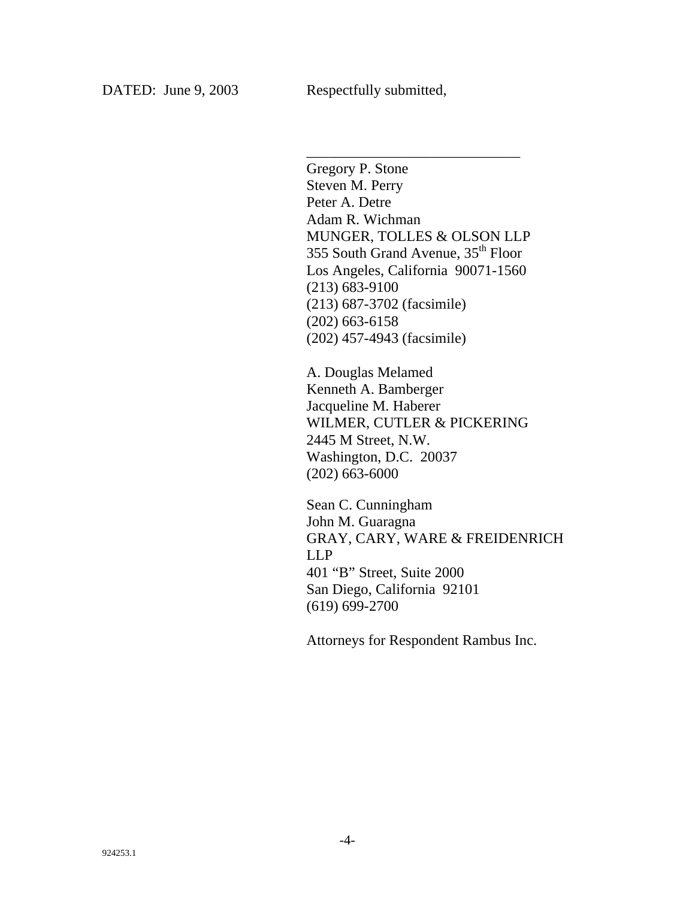DATED: June 9, 2003 Respectfully submitted,

\_\_\_\_\_\_\_\_\_\_\_\_\_\_\_\_\_\_\_\_\_\_\_\_\_\_\_\_\_\_

Gregory P. Stone
Steven M. Perry
Peter A. Detre
Adam R. Wichman
MUNGER, TOLLES & OLSON LLP
355 South Grand Avenue, 35th Floor
Los Angeles, California 90071-1560
(213) 683-9100
(213) 687-3702 (facsimile)
(202) 663-6158
(202) 457-4943 (facsimile)

A. Douglas Melamed
Kenneth A. Bamberger
Jacqueline M. Haberer
WILMER, CUTLER & PICKERING
2445 M Street, N.W.
Washington, D.C. 20037
(202) 663-6000

Sean C. Cunningham
John M. Guaragna
GRAY, CARY, WARE & FREIDENRICH LLP
401 "B" Street, Suite 2000
San Diego, California 92101
(619) 699-2700

Attorneys for Respondent Rambus Inc.

924253.1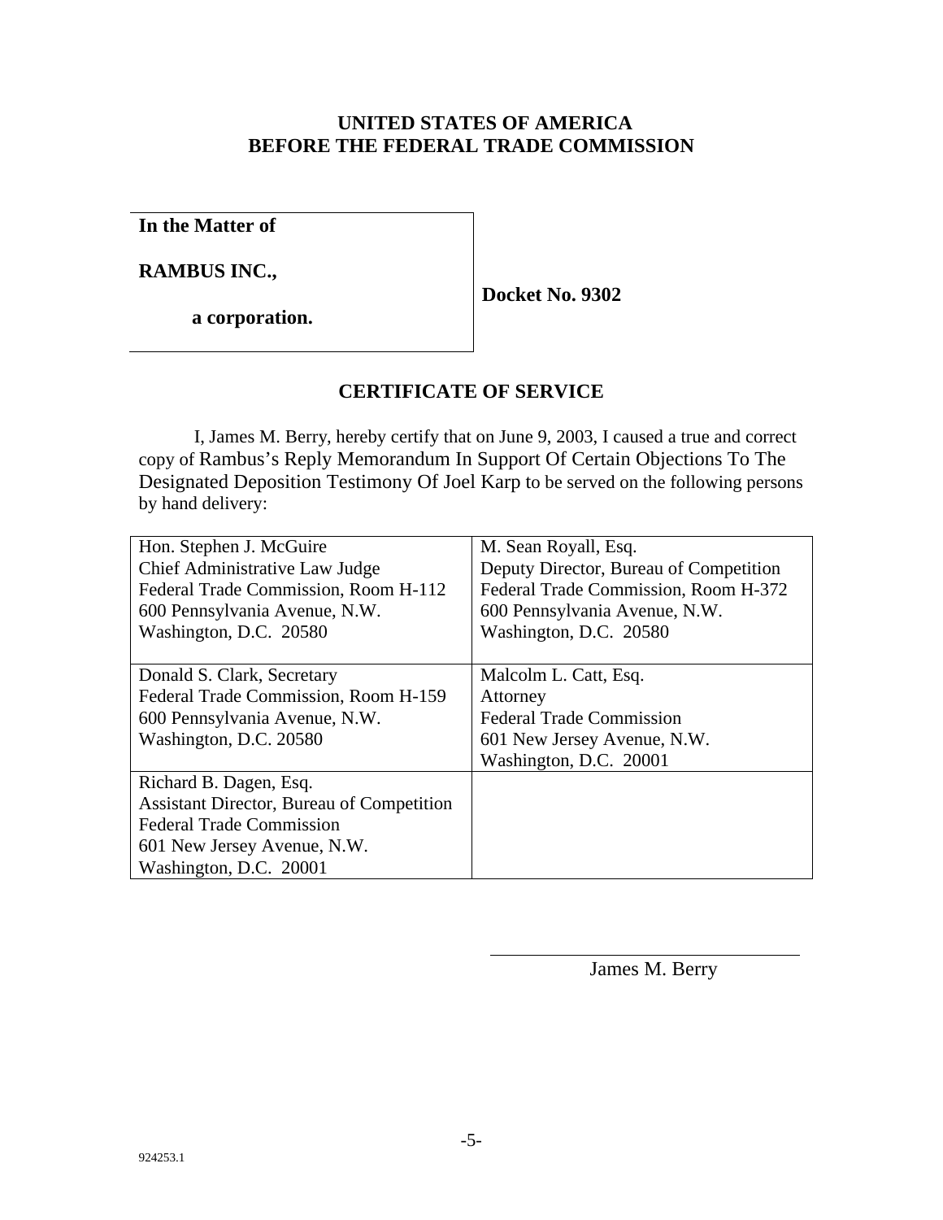**UNITED STATES OF AMERICA**
**BEFORE THE FEDERAL TRADE COMMISSION**

| | |
|---|---|
| **In the Matter of**<br><br>**RAMBUS INC.,**<br><br>**a corporation.** | **Docket No. 9302** |

## CERTIFICATE OF SERVICE

I, James M. Berry, hereby certify that on June 9, 2003, I caused a true and correct copy of Rambus's Reply Memorandum In Support Of Certain Objections To The Designated Deposition Testimony Of Joel Karp to be served on the following persons by hand delivery:

| | |
|---|---|
| Hon. Stephen J. McGuire<br>Chief Administrative Law Judge<br>Federal Trade Commission, Room H-112<br>600 Pennsylvania Avenue, N.W.<br>Washington, D.C. 20580 | M. Sean Royall, Esq.<br>Deputy Director, Bureau of Competition<br>Federal Trade Commission, Room H-372<br>600 Pennsylvania Avenue, N.W.<br>Washington, D.C. 20580 |
| Donald S. Clark, Secretary<br>Federal Trade Commission, Room H-159<br>600 Pennsylvania Avenue, N.W.<br>Washington, D.C. 20580 | Malcolm L. Catt, Esq.<br>Attorney<br>Federal Trade Commission<br>601 New Jersey Avenue, N.W.<br>Washington, D.C. 20001 |
| Richard B. Dagen, Esq.<br>Assistant Director, Bureau of Competition<br>Federal Trade Commission<br>601 New Jersey Avenue, N.W.<br>Washington, D.C. 20001 | |

James M. Berry

924253.1